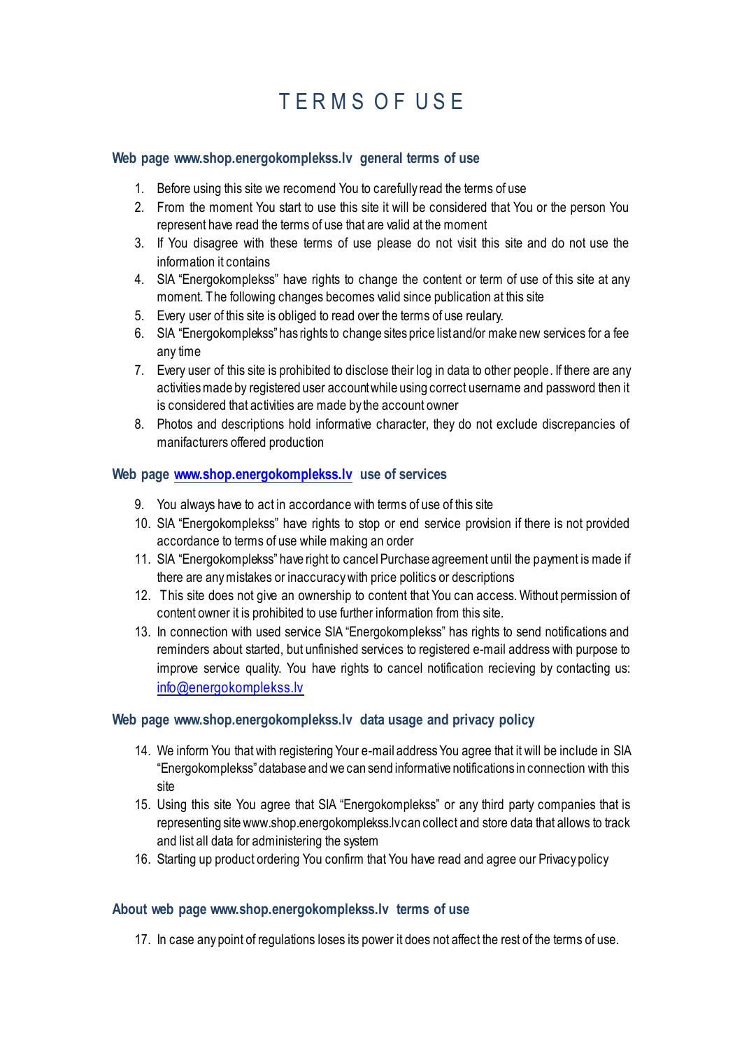# TERMS OF USE

## Web page www.shop.energokomplekss.lv general terms of use

1. Before using this site we recomend You to carefully read the terms of use
2. From the moment You start to use this site it will be considered that You or the person You represent have read the terms of use that are valid at the moment
3. If You disagree with these terms of use please do not visit this site and do not use the information it contains
4. SIA "Energokomplekss" have rights to change the content or term of use of this site at any moment. The following changes becomes valid since publication at this site
5. Every user of this site is obliged to read over the terms of use reulary.
6. SIA "Energokomplekss" has rights to change sites price list and/or make new services for a fee any time
7. Every user of this site is prohibited to disclose their log in data to other people. If there are any activities made by registered user account while using correct username and password then it is considered that activities are made by the account owner
8. Photos and descriptions hold informative character, they do not exclude discrepancies of manifacturers offered production

## Web page www.shop.energokomplekss.lv use of services

9. You always have to act in accordance with terms of use of this site
10. SIA "Energokomplekss" have rights to stop or end service provision if there is not provided accordance to terms of use while making an order
11. SIA "Energokomplekss" have right to cancel Purchase agreement until the payment is made if there are any mistakes or inaccuracy with price politics or descriptions
12. This site does not give an ownership to content that You can access. Without permission of content owner it is prohibited to use further information from this site.
13. In connection with used service SIA "Energokomplekss" has rights to send notifications and reminders about started, but unfinished services to registered e-mail address with purpose to improve service quality. You have rights to cancel notification recieving by contacting us: info@energokomplekss.lv

## Web page www.shop.energokomplekss.lv data usage and privacy policy

14. We inform You that with registering Your e-mail address You agree that it will be include in SIA "Energokomplekss" database and we can send informative notifications in connection with this site
15. Using this site You agree that SIA "Energokomplekss" or any third party companies that is representing site www.shop.energokomplekss.lv can collect and store data that allows to track and list all data for administering the system
16. Starting up product ordering You confirm that You have read and agree our Privacy policy

## About web page www.shop.energokomplekss.lv terms of use

17. In case any point of regulations loses its power it does not affect the rest of the terms of use.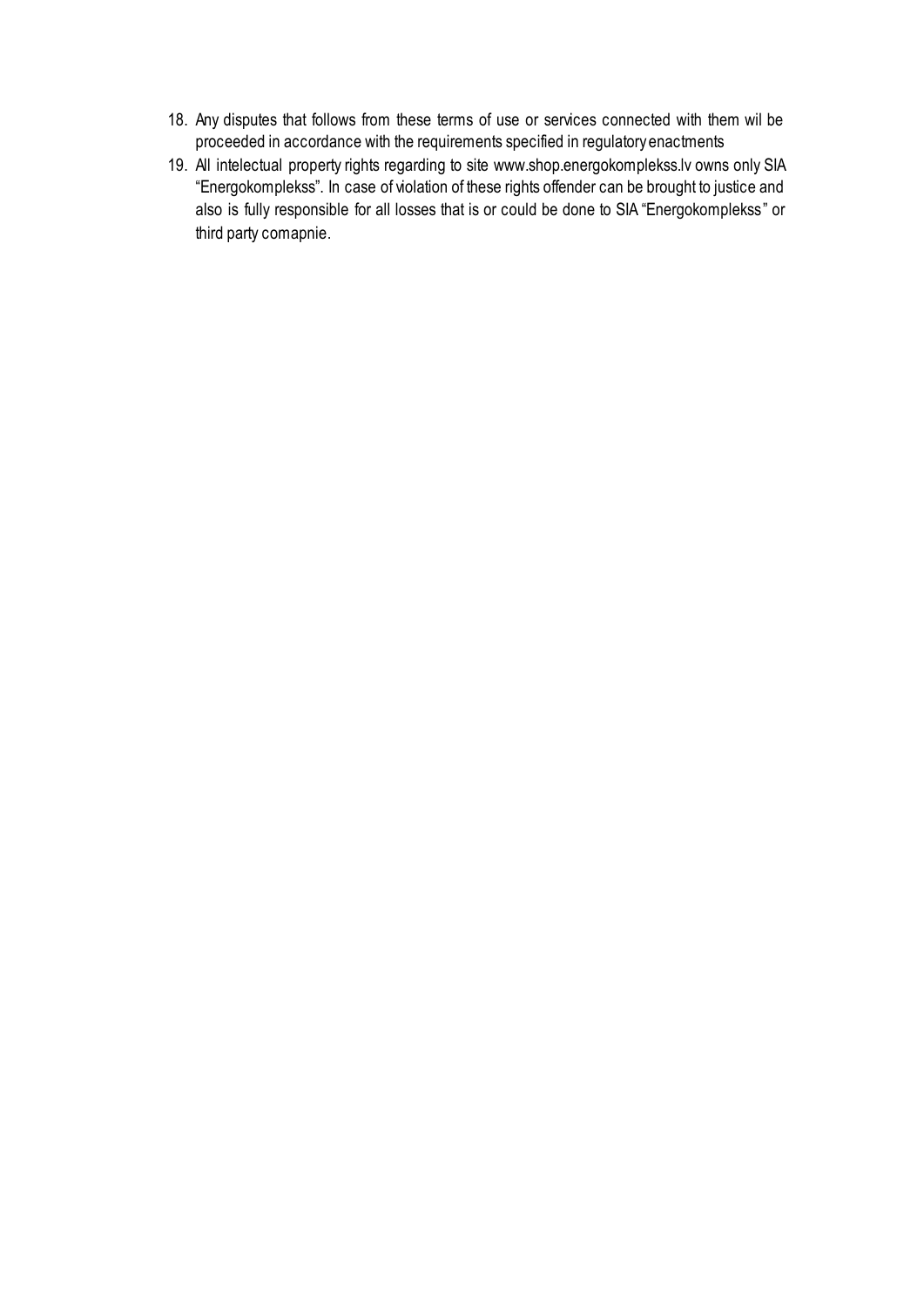18. Any disputes that follows from these terms of use or services connected with them wil be proceeded in accordance with the requirements specified in regulatory enactments
19. All intelectual property rights regarding to site www.shop.energokomplekss.lv owns only SIA "Energokomplekss". In case of violation of these rights offender can be brought to justice and also is fully responsible for all losses that is or could be done to SIA "Energokomplekss" or third party comapnie.